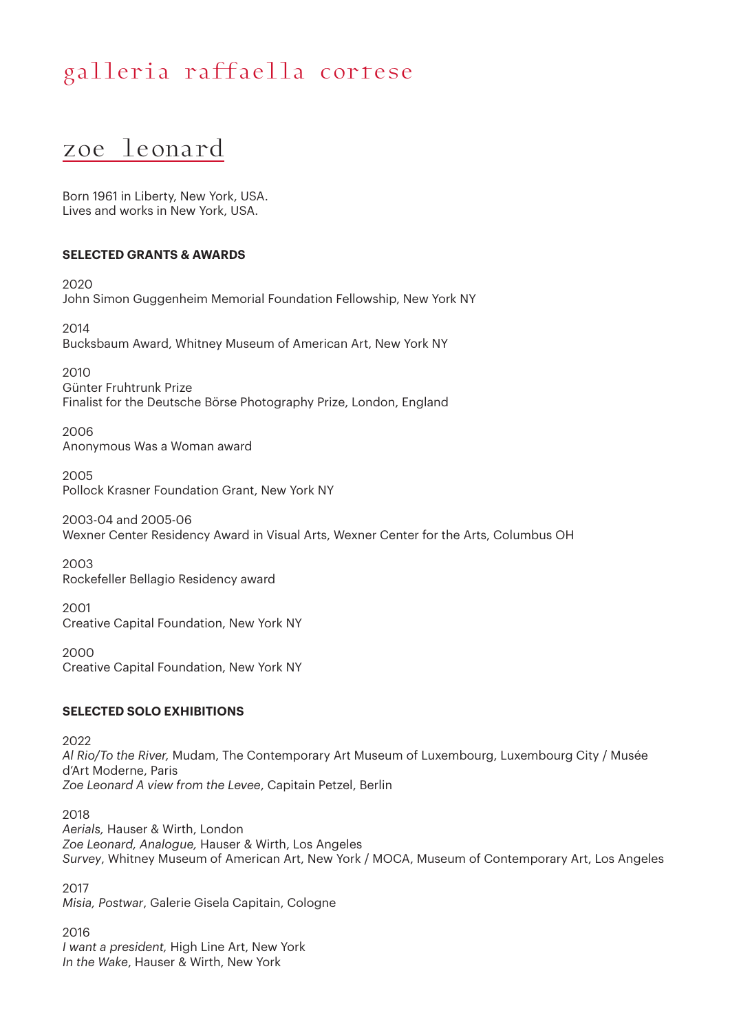# galleria raffaella cortese

## zoe leonard

Born 1961 in Liberty, New York, USA.
Lives and works in New York, USA.

### SELECTED GRANTS & AWARDS

2020
John Simon Guggenheim Memorial Foundation Fellowship, New York NY

2014
Bucksbaum Award, Whitney Museum of American Art, New York NY

2010
Günter Fruhtrunk Prize
Finalist for the Deutsche Börse Photography Prize, London, England

2006
Anonymous Was a Woman award

2005
Pollock Krasner Foundation Grant, New York NY

2003-04 and 2005-06
Wexner Center Residency Award in Visual Arts, Wexner Center for the Arts, Columbus OH

2003
Rockefeller Bellagio Residency award

2001
Creative Capital Foundation, New York NY

2000
Creative Capital Foundation, New York NY

### SELECTED SOLO EXHIBITIONS

2022
*Al Rio/To the River,* Mudam, The Contemporary Art Museum of Luxembourg, Luxembourg City / Musée d'Art Moderne, Paris
*Zoe Leonard A view from the Levee*, Capitain Petzel, Berlin

2018
*Aerials,* Hauser & Wirth, London
*Zoe Leonard, Analogue,* Hauser & Wirth, Los Angeles
*Survey*, Whitney Museum of American Art, New York / MOCA, Museum of Contemporary Art, Los Angeles

2017
*Misia, Postwar*, Galerie Gisela Capitain, Cologne

2016
*I want a president,* High Line Art, New York
*In the Wake*, Hauser & Wirth, New York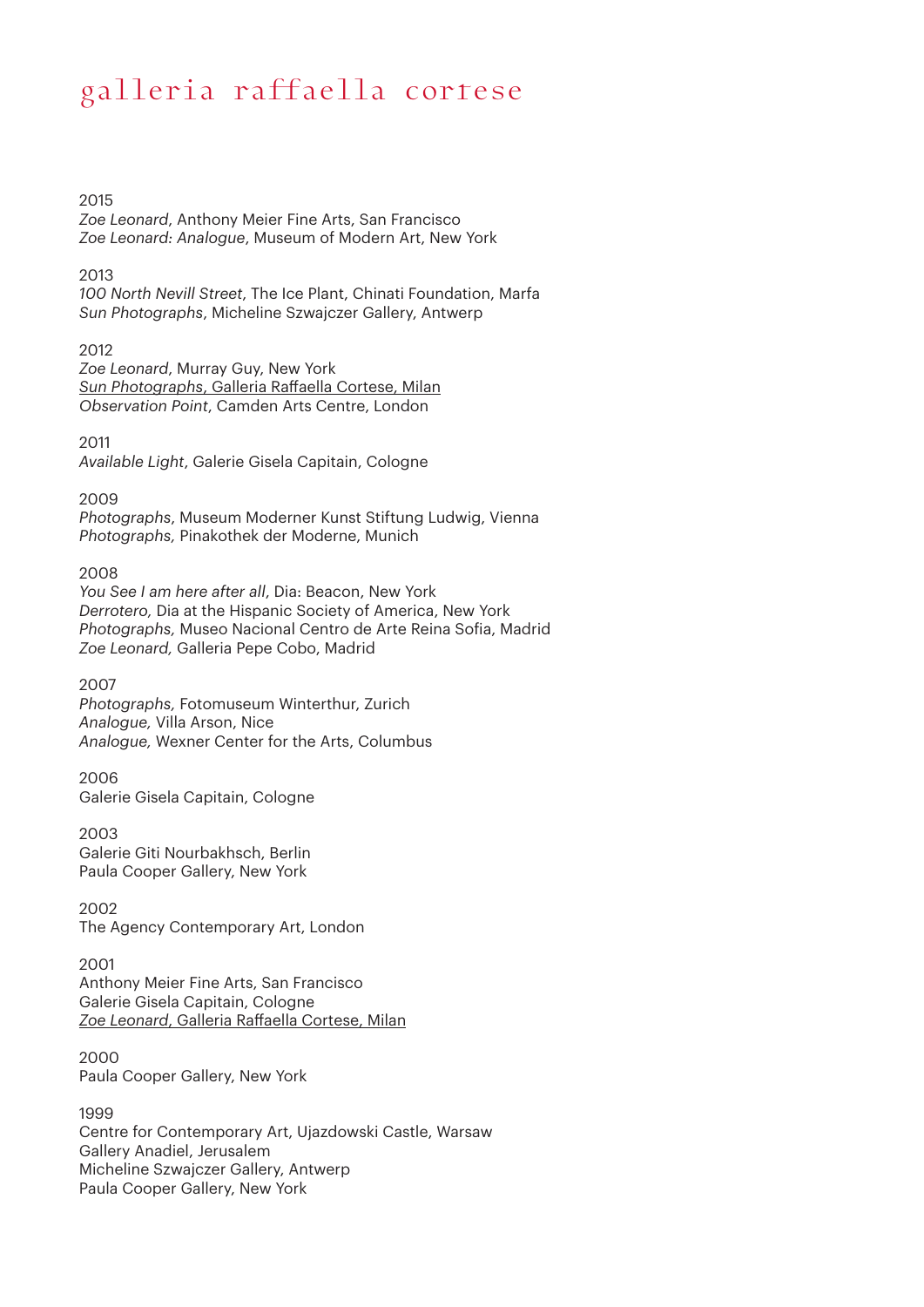2015
*Zoe Leonard*, Anthony Meier Fine Arts, San Francisco
*Zoe Leonard: Analogue*, Museum of Modern Art, New York

2013
*100 North Nevill Street*, The Ice Plant, Chinati Foundation, Marfa
*Sun Photographs*, Micheline Szwajczer Gallery, Antwerp

2012
*Zoe Leonard*, Murray Guy, New York
*Sun Photographs*, Galleria Raffaella Cortese, Milan
*Observation Point*, Camden Arts Centre, London

2011
*Available Light*, Galerie Gisela Capitain, Cologne

2009
*Photographs*, Museum Moderner Kunst Stiftung Ludwig, Vienna
*Photographs,* Pinakothek der Moderne, Munich

2008
*You See I am here after all*, Dia: Beacon, New York
*Derrotero,* Dia at the Hispanic Society of America, New York
*Photographs,* Museo Nacional Centro de Arte Reina Sofia, Madrid
*Zoe Leonard,* Galleria Pepe Cobo, Madrid

2007
*Photographs,* Fotomuseum Winterthur, Zurich
*Analogue,* Villa Arson, Nice
*Analogue,* Wexner Center for the Arts, Columbus

2006
Galerie Gisela Capitain, Cologne

2003
Galerie Giti Nourbakhsch, Berlin
Paula Cooper Gallery, New York

2002
The Agency Contemporary Art, London

2001
Anthony Meier Fine Arts, San Francisco
Galerie Gisela Capitain, Cologne
*Zoe Leonard*, Galleria Raffaella Cortese, Milan

2000
Paula Cooper Gallery, New York

1999
Centre for Contemporary Art, Ujazdowski Castle, Warsaw
Gallery Anadiel, Jerusalem
Micheline Szwajczer Gallery, Antwerp
Paula Cooper Gallery, New York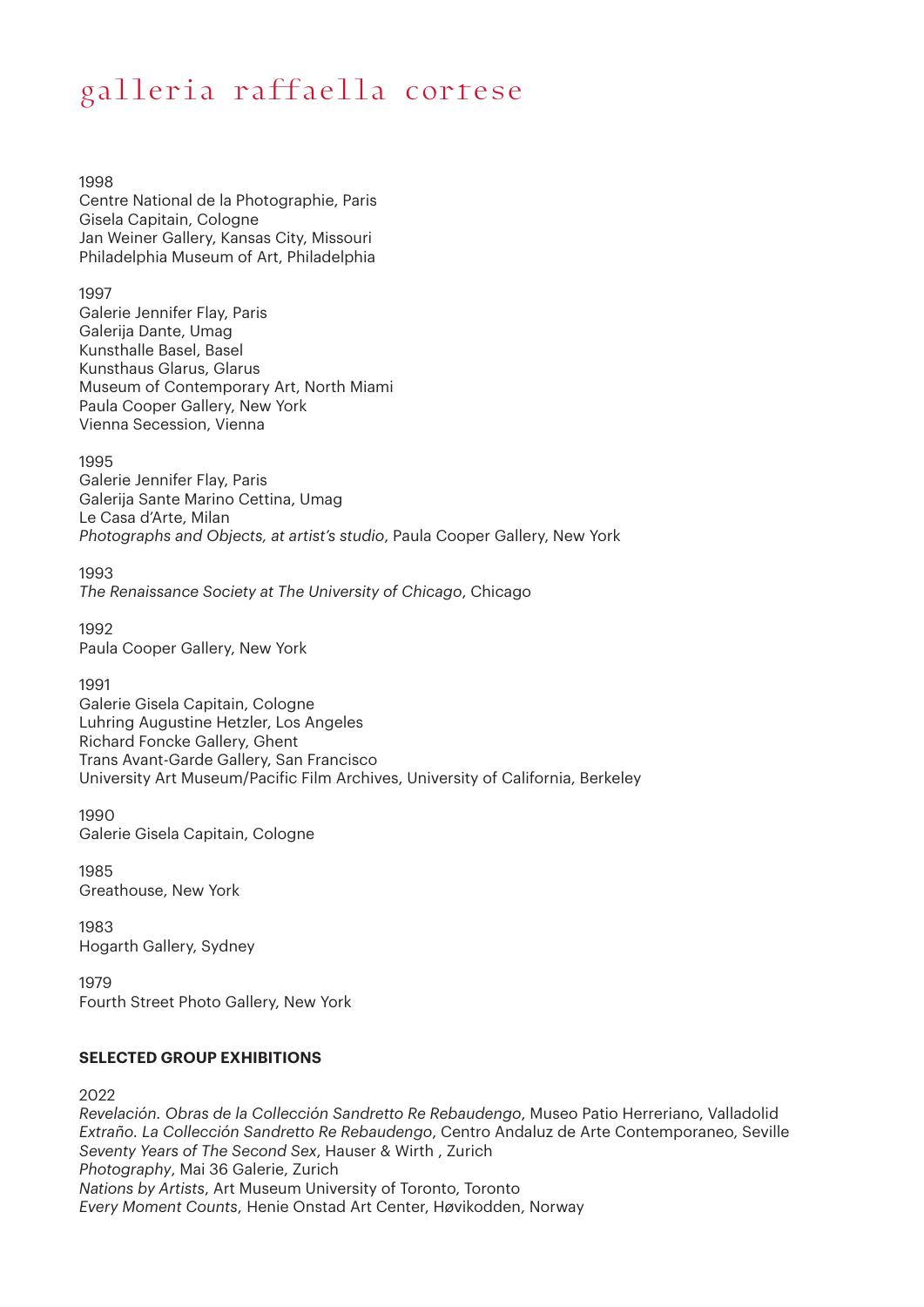1998
Centre National de la Photographie, Paris
Gisela Capitain, Cologne
Jan Weiner Gallery, Kansas City, Missouri
Philadelphia Museum of Art, Philadelphia

1997
Galerie Jennifer Flay, Paris
Galerija Dante, Umag
Kunsthalle Basel, Basel
Kunsthaus Glarus, Glarus
Museum of Contemporary Art, North Miami
Paula Cooper Gallery, New York
Vienna Secession, Vienna

1995
Galerie Jennifer Flay, Paris
Galerija Sante Marino Cettina, Umag
Le Casa d'Arte, Milan
*Photographs and Objects, at artist's studio*, Paula Cooper Gallery, New York

1993
*The Renaissance Society at The University of Chicago*, Chicago

1992
Paula Cooper Gallery, New York

1991
Galerie Gisela Capitain, Cologne
Luhring Augustine Hetzler, Los Angeles
Richard Foncke Gallery, Ghent
Trans Avant-Garde Gallery, San Francisco
University Art Museum/Pacific Film Archives, University of California, Berkeley

1990
Galerie Gisela Capitain, Cologne

1985
Greathouse, New York

1983
Hogarth Gallery, Sydney

1979
Fourth Street Photo Gallery, New York

**SELECTED GROUP EXHIBITIONS**

2022
*Revelación. Obras de la Collección Sandretto Re Rebaudengo*, Museo Patio Herreriano, Valladolid
*Extraño. La Collección Sandretto Re Rebaudengo*, Centro Andaluz de Arte Contemporaneo, Seville
*Seventy Years of The Second Sex*, Hauser & Wirth , Zurich
*Photography*, Mai 36 Galerie, Zurich
*Nations by Artists*, Art Museum University of Toronto, Toronto
*Every Moment Counts*, Henie Onstad Art Center, Høvikodden, Norway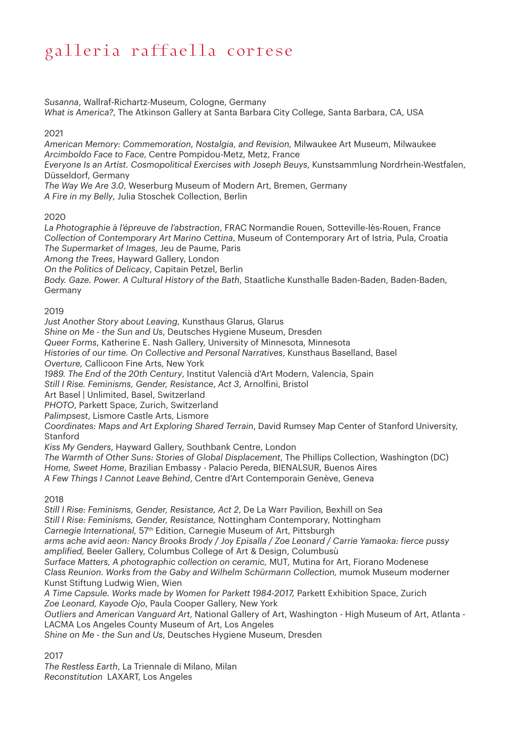*Susanna*, Wallraf-Richartz-Museum, Cologne, Germany
*What is America?*, The Atkinson Gallery at Santa Barbara City College, Santa Barbara, CA, USA

2021
*American Memory: Commemoration, Nostalgia, and Revision,* Milwaukee Art Museum, Milwaukee
*Arcimboldo Face to Face*, Centre Pompidou-Metz, Metz, France
*Everyone Is an Artist. Cosmopolitical Exercises with Joseph Beuys*, Kunstsammlung Nordrhein-Westfalen, Düsseldorf, Germany
*The Way We Are 3.0*, Weserburg Museum of Modern Art, Bremen, Germany
*A Fire in my Belly*, Julia Stoschek Collection, Berlin

2020
*La Photographie à l'épreuve de l'abstraction*, FRAC Normandie Rouen, Sotteville-lès-Rouen, France
*Collection of Contemporary Art Marino Cettina*, Museum of Contemporary Art of Istria, Pula, Croatia
*The Supermarket of Images*, Jeu de Paume, Paris
*Among the Trees*, Hayward Gallery, London
*On the Politics of Delicacy*, Capitain Petzel, Berlin
*Body. Gaze. Power. A Cultural History of the Bath*, Staatliche Kunsthalle Baden-Baden, Baden-Baden, Germany

2019
*Just Another Story about Leaving,* Kunsthaus Glarus, Glarus
*Shine on Me - the Sun and Us*, Deutsches Hygiene Museum, Dresden
*Queer Forms*, Katherine E. Nash Gallery, University of Minnesota, Minnesota
*Histories of our time. On Collective and Personal Narratives*, Kunsthaus Baselland, Basel
*Overture,* Callicoon Fine Arts, New York
*1989. The End of the 20th Century*, Institut Valencià d'Art Modern, Valencia, Spain
*Still I Rise. Feminisms, Gender, Resistance*, *Act 3*, Arnolfini, Bristol
Art Basel | Unlimited, Basel, Switzerland
*PHOTO*, Parkett Space, Zurich, Switzerland
*Palimpsest*, Lismore Castle Arts, Lismore
*Coordinates: Maps and Art Exploring Shared Terrain*, David Rumsey Map Center of Stanford University, Stanford
*Kiss My Genders*, Hayward Gallery, Southbank Centre, London
*The Warmth of Other Suns: Stories of Global Displacement*, The Phillips Collection, Washington (DC)
*Home, Sweet Home*, Brazilian Embassy - Palacio Pereda, BIENALSUR, Buenos Aires
*A Few Things I Cannot Leave Behind*, Centre d'Art Contemporain Genève, Geneva

2018
*Still I Rise: Feminisms, Gender, Resistance, Act 2*, De La Warr Pavilion, Bexhill on Sea
*Still I Rise: Feminisms, Gender, Resistance,* Nottingham Contemporary, Nottingham
*Carnegie International,* 57th Edition, Carnegie Museum of Art, Pittsburgh
*arms ache avid aeon: Nancy Brooks Brody / Joy Episalla / Zoe Leonard / Carrie Yamaoka: fierce pussy amplified,* Beeler Gallery, Columbus College of Art & Design, Columbusù
*Surface Matters, A photographic collection on ceramic,* MUT*,* Mutina for Art, Fiorano Modenese
*Class Reunion. Works from the Gaby and Wilhelm Schürmann Collection,* mumok Museum moderner Kunst Stiftung Ludwig Wien, Wien
*A Time Capsule. Works made by Women for Parkett 1984-2017,* Parkett Exhibition Space, Zurich
*Zoe Leonard, Kayode Ojo*, Paula Cooper Gallery, New York
*Outliers and American Vanguard Art*, National Gallery of Art, Washington - High Museum of Art, Atlanta - LACMA Los Angeles County Museum of Art, Los Angeles
*Shine on Me - the Sun and Us*, Deutsches Hygiene Museum, Dresden

2017
*The Restless Earth*, La Triennale di Milano, Milan
*Reconstitution* LAXART, Los Angeles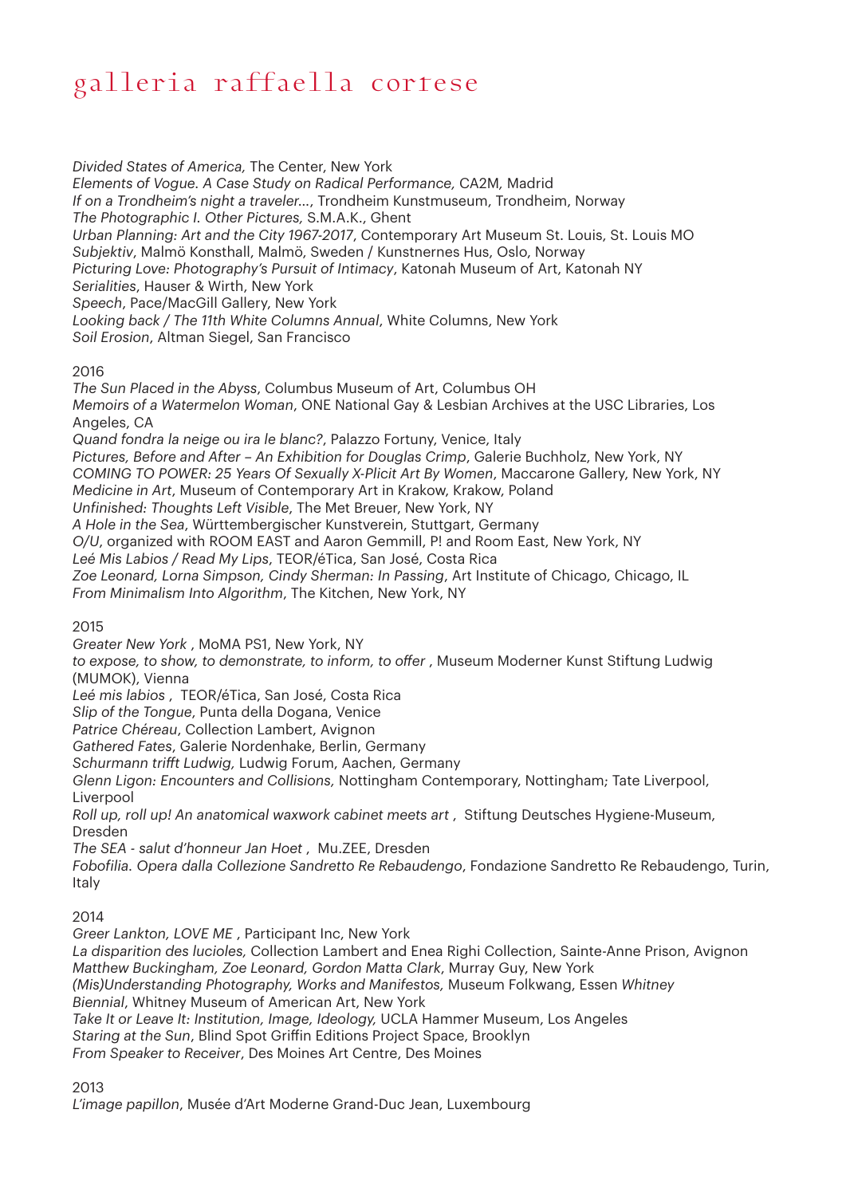*Divided States of America,* The Center, New York
*Elements of Vogue. A Case Study on Radical Performance,* CA2M, Madrid
*If on a Trondheim's night a traveler...*, Trondheim Kunstmuseum, Trondheim, Norway
*The Photographic I. Other Pictures,* S.M.A.K., Ghent
*Urban Planning: Art and the City 1967-2017*, Contemporary Art Museum St. Louis, St. Louis MO
*Subjektiv*, Malmö Konsthall, Malmö, Sweden / Kunstnernes Hus, Oslo, Norway
*Picturing Love: Photography's Pursuit of Intimacy*, Katonah Museum of Art, Katonah NY
*Serialities*, Hauser & Wirth, New York
*Speech*, Pace/MacGill Gallery, New York
*Looking back / The 11th White Columns Annual*, White Columns, New York
*Soil Erosion*, Altman Siegel, San Francisco

2016
*The Sun Placed in the Abyss*, Columbus Museum of Art, Columbus OH
*Memoirs of a Watermelon Woman*, ONE National Gay & Lesbian Archives at the USC Libraries, Los Angeles, CA
*Quand fondra la neige ou ira le blanc?*, Palazzo Fortuny, Venice, Italy
*Pictures, Before and After – An Exhibition for Douglas Crimp*, Galerie Buchholz, New York, NY
*COMING TO POWER: 25 Years Of Sexually X-Plicit Art By Women*, Maccarone Gallery, New York, NY
*Medicine in Art*, Museum of Contemporary Art in Krakow, Krakow, Poland
*Unfinished: Thoughts Left Visible*, The Met Breuer, New York, NY
*A Hole in the Sea*, Württembergischer Kunstverein, Stuttgart, Germany
*O/U*, organized with ROOM EAST and Aaron Gemmill, P! and Room East, New York, NY
*Leé Mis Labios / Read My Lips*, TEOR/éTica, San José, Costa Rica
*Zoe Leonard, Lorna Simpson, Cindy Sherman: In Passing*, Art Institute of Chicago, Chicago, IL
*From Minimalism Into Algorithm*, The Kitchen, New York, NY

2015
*Greater New York* , MoMA PS1, New York, NY
*to expose, to show, to demonstrate, to inform, to offer* , Museum Moderner Kunst Stiftung Ludwig (MUMOK), Vienna
*Leé mis labios* , TEOR/éTica, San José, Costa Rica
*Slip of the Tongue*, Punta della Dogana, Venice
*Patrice Chéreau*, Collection Lambert, Avignon
*Gathered Fates*, Galerie Nordenhake, Berlin, Germany
*Schurmann trifft Ludwig*, Ludwig Forum, Aachen, Germany
*Glenn Ligon: Encounters and Collisions,* Nottingham Contemporary, Nottingham; Tate Liverpool, Liverpool
*Roll up, roll up! An anatomical waxwork cabinet meets art* , Stiftung Deutsches Hygiene-Museum, Dresden
*The SEA - salut d'honneur Jan Hoet* , Mu.ZEE, Dresden
*Fobofilia. Opera dalla Collezione Sandretto Re Rebaudengo*, Fondazione Sandretto Re Rebaudengo, Turin, Italy

2014
*Greer Lankton, LOVE ME* , Participant Inc, New York
*La disparition des lucioles,* Collection Lambert and Enea Righi Collection, Sainte-Anne Prison, Avignon
*Matthew Buckingham, Zoe Leonard, Gordon Matta Clark*, Murray Guy, New York
*(Mis)Understanding Photography, Works and Manifestos,* Museum Folkwang, Essen *Whitney Biennial*, Whitney Museum of American Art, New York
*Take It or Leave It: Institution, Image, Ideology,* UCLA Hammer Museum, Los Angeles
*Staring at the Sun*, Blind Spot Griffin Editions Project Space, Brooklyn
*From Speaker to Receiver*, Des Moines Art Centre, Des Moines

2013
*L'image papillon*, Musée d'Art Moderne Grand-Duc Jean, Luxembourg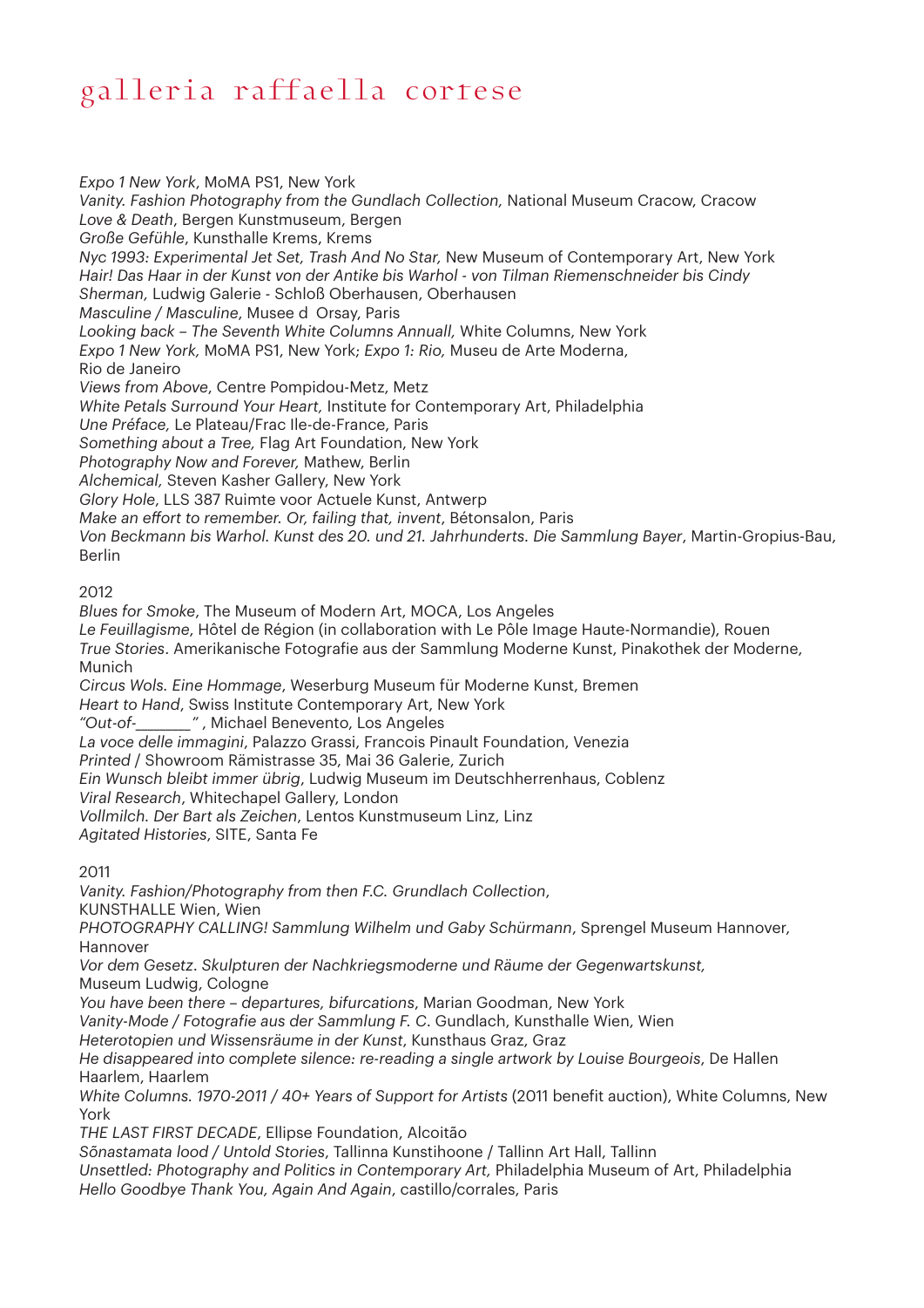*Expo 1 New York*, MoMA PS1, New York
*Vanity. Fashion Photography from the Gundlach Collection,* National Museum Cracow, Cracow
*Love & Death*, Bergen Kunstmuseum, Bergen
*Große Gefühle*, Kunsthalle Krems, Krems
*Nyc 1993: Experimental Jet Set, Trash And No Star,* New Museum of Contemporary Art, New York
*Hair! Das Haar in der Kunst von der Antike bis Warhol - von Tilman Riemenschneider bis Cindy Sherman,* Ludwig Galerie - Schloß Oberhausen, Oberhausen
*Masculine / Masculine*, Musee d Orsay, Paris
*Looking back – The Seventh White Columns Annuall,* White Columns, New York
*Expo 1 New York,* MoMA PS1, New York; *Expo 1: Rio,* Museu de Arte Moderna, Rio de Janeiro
*Views from Above*, Centre Pompidou-Metz, Metz
*White Petals Surround Your Heart,* Institute for Contemporary Art, Philadelphia
*Une Préface,* Le Plateau/Frac Ile-de-France, Paris
*Something about a Tree,* Flag Art Foundation, New York
*Photography Now and Forever,* Mathew, Berlin
*Alchemical,* Steven Kasher Gallery, New York
*Glory Hole*, LLS 387 Ruimte voor Actuele Kunst, Antwerp
*Make an effort to remember. Or, failing that, invent*, Bétonsalon, Paris
*Von Beckmann bis Warhol. Kunst des 20. und 21. Jahrhunderts. Die Sammlung Bayer*, Martin-Gropius-Bau, Berlin

2012
*Blues for Smoke*, The Museum of Modern Art, MOCA, Los Angeles
*Le Feuillagisme*, Hôtel de Région (in collaboration with Le Pôle Image Haute-Normandie), Rouen
*True Stories*. Amerikanische Fotografie aus der Sammlung Moderne Kunst, Pinakothek der Moderne, Munich
*Circus Wols. Eine Hommage*, Weserburg Museum für Moderne Kunst, Bremen
*Heart to Hand*, Swiss Institute Contemporary Art, New York
*"Out-of-_______"* , Michael Benevento, Los Angeles
*La voce delle immagini*, Palazzo Grassi, Francois Pinault Foundation, Venezia
*Printed* / Showroom Rämistrasse 35, Mai 36 Galerie, Zurich
*Ein Wunsch bleibt immer übrig*, Ludwig Museum im Deutschherrenhaus, Coblenz
*Viral Research*, Whitechapel Gallery, London
*Vollmilch. Der Bart als Zeichen*, Lentos Kunstmuseum Linz, Linz
*Agitated Histories*, SITE, Santa Fe

2011
*Vanity. Fashion/Photography from then F.C. Grundlach Collection*, KUNSTHALLE Wien, Wien
*PHOTOGRAPHY CALLING! Sammlung Wilhelm und Gaby Schürmann*, Sprengel Museum Hannover, Hannover
*Vor dem Gesetz. Skulpturen der Nachkriegsmoderne und Räume der Gegenwartskunst,* Museum Ludwig, Cologne
*You have been there – departures, bifurcations*, Marian Goodman, New York
*Vanity-Mode / Fotografie aus der Sammlung F. C.* Gundlach, Kunsthalle Wien, Wien
*Heterotopien und Wissensräume in der Kunst*, Kunsthaus Graz, Graz
*He disappeared into complete silence: re-reading a single artwork by Louise Bourgeois*, De Hallen Haarlem, Haarlem
*White Columns. 1970-2011 / 40+ Years of Support for Artists* (2011 benefit auction), White Columns, New York
*THE LAST FIRST DECADE*, Ellipse Foundation, Alcoitão
*Sõnastamata lood / Untold Stories*, Tallinna Kunstihoone / Tallinn Art Hall, Tallinn
*Unsettled: Photography and Politics in Contemporary Art,* Philadelphia Museum of Art, Philadelphia
*Hello Goodbye Thank You, Again And Again*, castillo/corrales, Paris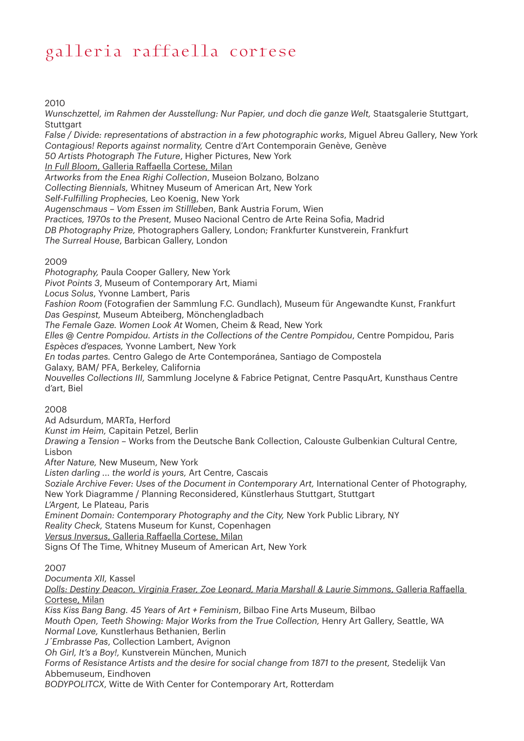2010

*Wunschzettel, im Rahmen der Ausstellung: Nur Papier, und doch die ganze Welt,* Staatsgalerie Stuttgart, Stuttgart
*False / Divide: representations of abstraction in a few photographic works*, Miguel Abreu Gallery, New York
*Contagious! Reports against normality,* Centre d'Art Contemporain Genève, Genève
*50 Artists Photograph The Future*, Higher Pictures, New York
*In Full Bloom*, Galleria Raffaella Cortese, Milan
*Artworks from the Enea Righi Collection*, Museion Bolzano, Bolzano
*Collecting Biennials,* Whitney Museum of American Art, New York
*Self-Fulfilling Prophecies,* Leo Koenig, New York
*Augenschmaus – Vom Essen im Stillleben*, Bank Austria Forum, Wien
*Practices, 1970s to the Present,* Museo Nacional Centro de Arte Reina Sofia, Madrid
*DB Photography Prize,* Photographers Gallery, London; Frankfurter Kunstverein, Frankfurt
*The Surreal House*, Barbican Gallery, London

2009

*Photography,* Paula Cooper Gallery, New York
*Pivot Points 3*, Museum of Contemporary Art, Miami
*Locus Solus*, Yvonne Lambert, Paris
*Fashion Room* (Fotografien der Sammlung F.C. Gundlach), Museum für Angewandte Kunst, Frankfurt
*Das Gespinst,* Museum Abteiberg, Mönchengladbach
*The Female Gaze. Women Look At* Women, Cheim & Read, New York
*Elles @ Centre Pompidou. Artists in the Collections of the Centre Pompidou*, Centre Pompidou, Paris
*Espèces d'espaces,* Yvonne Lambert, New York
*En todas partes.* Centro Galego de Arte Contemporánea, Santiago de Compostela
Galaxy, BAM/ PFA, Berkeley, California
*Nouvelles Collections III,* Sammlung Jocelyne & Fabrice Petignat, Centre PasquArt, Kunsthaus Centre d'art, Biel

2008

Ad Adsurdum, MARTa, Herford
*Kunst im Heim,* Capitain Petzel, Berlin
*Drawing a Tension* – Works from the Deutsche Bank Collection, Calouste Gulbenkian Cultural Centre, Lisbon
*After Nature,* New Museum, New York
*Listen darling ... the world is yours,* Art Centre, Cascais
*Soziale Archive Fever: Uses of the Document in Contemporary Art,* International Center of Photography, New York Diagramme / Planning Reconsidered, Künstlerhaus Stuttgart, Stuttgart
*L'Argent,* Le Plateau, Paris
*Eminent Domain: Contemporary Photography and the City,* New York Public Library, NY
*Reality Check,* Statens Museum for Kunst, Copenhagen
*Versus Inversus*, Galleria Raffaella Cortese, Milan
Signs Of The Time, Whitney Museum of American Art, New York

2007

*Documenta XII,* Kassel
*Dolls: Destiny Deacon, Virginia Fraser, Zoe Leonard, Maria Marshall & Laurie Simmons*, Galleria Raffaella Cortese, Milan
*Kiss Kiss Bang Bang. 45 Years of Art + Feminism*, Bilbao Fine Arts Museum, Bilbao
*Mouth Open, Teeth Showing: Major Works from the True Collection,* Henry Art Gallery, Seattle, WA
*Normal Love,* Kunstlerhaus Bethanien, Berlin
*J´Embrasse Pas*, Collection Lambert, Avignon
*Oh Girl, It's a Boy!,* Kunstverein München, Munich
*Forms of Resistance Artists and the desire for social change from 1871 to the present,* Stedelijk Van Abbemuseum, Eindhoven
*BODYPOLITCX*, Witte de With Center for Contemporary Art, Rotterdam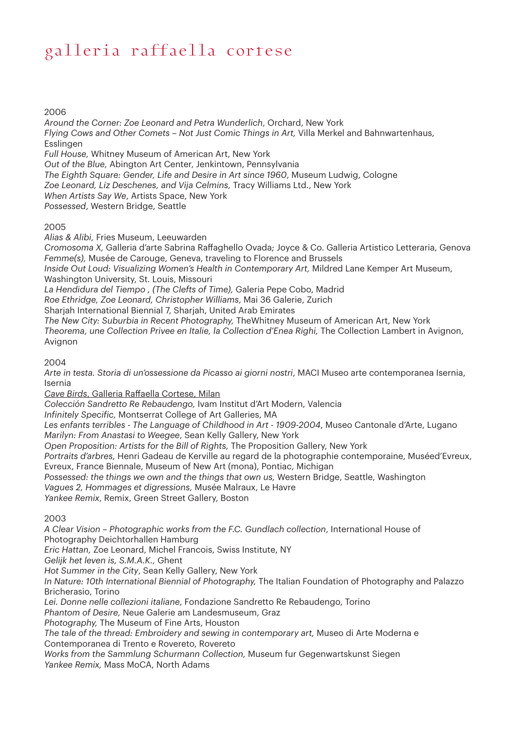2006

*Around the Corner: Zoe Leonard and Petra Wunderlich*, Orchard, New York
*Flying Cows and Other Comets – Not Just Comic Things in Art,* Villa Merkel and Bahnwartenhaus, Esslingen
*Full House,* Whitney Museum of American Art, New York
*Out of the Blue,* Abington Art Center, Jenkintown, Pennsylvania
*The Eighth Square: Gender, Life and Desire in Art since 1960*, Museum Ludwig, Cologne
*Zoe Leonard, Liz Deschenes, and Vija Celmins,* Tracy Williams Ltd., New York
*When Artists Say We*, Artists Space, New York
*Possessed*, Western Bridge, Seattle

2005

*Alias & Alibi,* Fries Museum, Leeuwarden
*Cromosoma X,* Galleria d'arte Sabrina Raffaghello Ovada; Joyce & Co. Galleria Artistico Letteraria, Genova
*Femme(s),* Musée de Carouge, Geneva, traveling to Florence and Brussels
*Inside Out Loud: Visualizing Women's Health in Contemporary Art,* Mildred Lane Kemper Art Museum, Washington University, St. Louis, Missouri
*La Hendidura del Tiempo , (The Clefts of Time),* Galeria Pepe Cobo, Madrid
*Roe Ethridge, Zoe Leonard, Christopher Williams*, Mai 36 Galerie, Zurich
Sharjah International Biennial 7, Sharjah, United Arab Emirates
*The New City: Suburbia in Recent Photography,* TheWhitney Museum of American Art, New York
*Theorema, une Collection Privee en Italie, la Collection d'Enea Righi,* The Collection Lambert in Avignon, Avignon

2004

*Arte in testa. Storia di un'ossessione da Picasso ai giorni nostri*, MACI Museo arte contemporanea Isernia, Isernia
<u>Cave Birds, Galleria Raffaella Cortese, Milan</u>
*Colección Sandretto Re Rebaudengo,* Ivam Institut d'Art Modern, Valencia
*Infinitely Specific,* Montserrat College of Art Galleries, MA
*Les enfants terribles - The Language of Childhood in Art - 1909-2004*, Museo Cantonale d'Arte, Lugano
*Marilyn: From Anastasi to Weegee*, Sean Kelly Gallery, New York
*Open Proposition: Artists for the Bill of Rights,* The Proposition Gallery, New York
*Portraits d'arbres,* Henri Gadeau de Kerville au regard de la photographie contemporaine, Muséed'Evreux, Evreux, France Biennale, Museum of New Art (mona), Pontiac, Michigan
*Possessed: the things we own and the things that own us,* Western Bridge, Seattle, Washington
*Vagues 2, Hommages et digressions,* Musée Malraux, Le Havre
*Yankee Remix*, Remix, Green Street Gallery, Boston

2003

*A Clear Vision – Photographic works from the F.C. Gundlach collection*, International House of Photography Deichtorhallen Hamburg
*Eric Hattan,* Zoe Leonard, Michel Francois, Swiss Institute, NY
*Gelijk het leven is, S.M.A.K.,* Ghent
*Hot Summer in the City*, Sean Kelly Gallery, New York
*In Nature: 10th International Biennial of Photography,* The Italian Foundation of Photography and Palazzo Bricherasio, Torino
*Lei. Donne nelle collezioni italiane*, Fondazione Sandretto Re Rebaudengo, Torino
*Phantom of Desire,* Neue Galerie am Landesmuseum, Graz
*Photography,* The Museum of Fine Arts, Houston
*The tale of the thread: Embroidery and sewing in contemporary art,* Museo di Arte Moderna e Contemporanea di Trento e Rovereto, Rovereto
*Works from the Sammlung Schurmann Collection,* Museum fur Gegenwartskunst Siegen
*Yankee Remix,* Mass MoCA, North Adams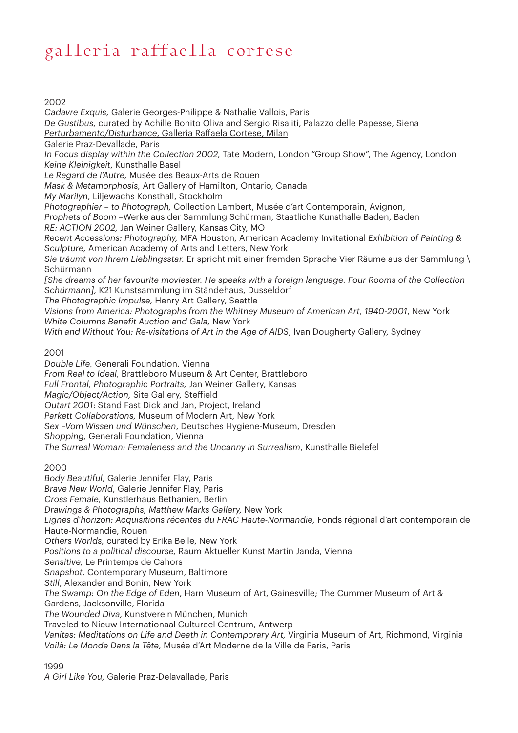2002

*Cadavre Exquis,* Galerie Georges-Philippe & Nathalie Vallois, Paris
*De Gustibus,* curated by Achille Bonito Oliva and Sergio Risaliti, Palazzo delle Papesse, Siena
<u>*Perturbamento/Disturbance*, Galleria Raffaela Cortese, Milan</u>
Galerie Praz-Devallade, Paris
*In Focus display within the Collection 2002,* Tate Modern, London "Group Show", The Agency, London
*Keine Kleinigkeit*, Kunsthalle Basel
*Le Regard de l'Autre,* Musée des Beaux-Arts de Rouen
*Mask & Metamorphosis,* Art Gallery of Hamilton, Ontario, Canada
*My Marilyn,* Liljewachs Konsthall, Stockholm
*Photographier – to Photograph,* Collection Lambert, Musée d'art Contemporain, Avignon,
*Prophets of Boom* –Werke aus der Sammlung Schürman, Staatliche Kunsthalle Baden, Baden
*RE: ACTION 2002,* Jan Weiner Gallery, Kansas City, MO
*Recent Accessions: Photography,* MFA Houston, American Academy Invitational *Exhibition of Painting & Sculpture,* American Academy of Arts and Letters, New York
*Sie träumt von Ihrem Lieblingsstar.* Er spricht mit einer fremden Sprache Vier Räume aus der Sammlung \ Schürmann
*[She dreams of her favourite moviestar. He speaks with a foreign language. Four Rooms of the Collection Schürmann],* K21 Kunstsammlung im Ständehaus, Dusseldorf
*The Photographic Impulse,* Henry Art Gallery, Seattle
*Visions from America: Photographs from the Whitney Museum of American Art, 1940-2001*, New York
*White Columns Benefit Auction and Gala,* New York
*With and Without You: Re-visitations of Art in the Age of AIDS*, Ivan Dougherty Gallery, Sydney

2001

*Double Life,* Generali Foundation, Vienna
*From Real to Ideal,* Brattleboro Museum & Art Center, Brattleboro
*Full Frontal, Photographic Portraits,* Jan Weiner Gallery, Kansas
*Magic/Object/Action,* Site Gallery, Steffield
*Outart 2001*: Stand Fast Dick and Jan, Project, Ireland
*Parkett Collaborations,* Museum of Modern Art, New York
*Sex –Vom Wissen und Wünschen*, Deutsches Hygiene-Museum, Dresden
*Shopping,* Generali Foundation, Vienna
*The Surreal Woman: Femaleness and the Uncanny in Surrealism*, Kunsthalle Bielefel

2000

*Body Beautiful,* Galerie Jennifer Flay, Paris
*Brave New World*, Galerie Jennifer Flay, Paris
*Cross Female,* Kunstlerhaus Bethanien, Berlin
*Drawings & Photographs, Matthew Marks Gallery,* New York
*Lignes d'horizon: Acquisitions récentes du FRAC Haute-Normandie,* Fonds régional d'art contemporain de Haute-Normandie, Rouen
*Others Worlds,* curated by Erika Belle, New York
*Positions to a political discourse,* Raum Aktueller Kunst Martin Janda, Vienna
*Sensitive,* Le Printemps de Cahors
*Snapshot,* Contemporary Museum, Baltimore
*Still*, Alexander and Bonin, New York
*The Swamp: On the Edge of Eden*, Harn Museum of Art, Gainesville; The Cummer Museum of Art & Gardens, Jacksonville, Florida
*The Wounded Diva,* Kunstverein München, Munich
Traveled to Nieuw Internationaal Cultureel Centrum, Antwerp
*Vanitas: Meditations on Life and Death in Contemporary Art,* Virginia Museum of Art, Richmond, Virginia
*Voilà: Le Monde Dans la Tête,* Musée d'Art Moderne de la Ville de Paris, Paris

1999

*A Girl Like You,* Galerie Praz-Delavallade, Paris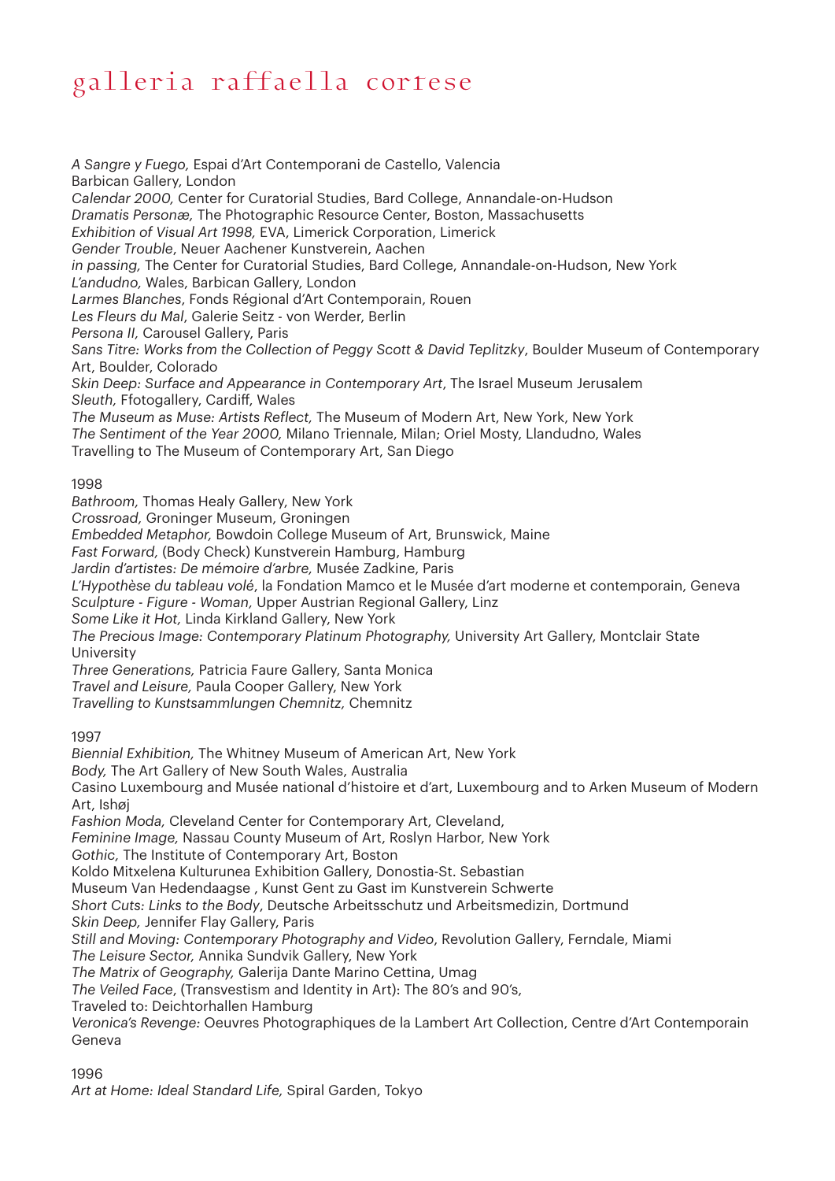*A Sangre y Fuego,* Espai d'Art Contemporani de Castello, Valencia
Barbican Gallery, London
*Calendar 2000,* Center for Curatorial Studies, Bard College, Annandale-on-Hudson
*Dramatis Personæ,* The Photographic Resource Center, Boston, Massachusetts
*Exhibition of Visual Art 1998,* EVA, Limerick Corporation, Limerick
*Gender Trouble*, Neuer Aachener Kunstverein, Aachen
*in passing,* The Center for Curatorial Studies, Bard College, Annandale-on-Hudson, New York
*L'andudno,* Wales, Barbican Gallery, London
*Larmes Blanches*, Fonds Régional d'Art Contemporain, Rouen
*Les Fleurs du Mal*, Galerie Seitz - von Werder, Berlin
*Persona II,* Carousel Gallery, Paris
*Sans Titre: Works from the Collection of Peggy Scott & David Teplitzky*, Boulder Museum of Contemporary Art, Boulder, Colorado
*Skin Deep: Surface and Appearance in Contemporary Art*, The Israel Museum Jerusalem
*Sleuth,* Ffotogallery, Cardiff, Wales
*The Museum as Muse: Artists Reflect,* The Museum of Modern Art, New York, New York
*The Sentiment of the Year 2000,* Milano Triennale, Milan; Oriel Mosty, Llandudno, Wales
Travelling to The Museum of Contemporary Art, San Diego

1998
*Bathroom,* Thomas Healy Gallery, New York
*Crossroad*, Groninger Museum, Groningen
*Embedded Metaphor,* Bowdoin College Museum of Art, Brunswick, Maine
*Fast Forward,* (Body Check) Kunstverein Hamburg, Hamburg
*Jardin d'artistes: De mémoire d'arbre,* Musée Zadkine, Paris
*L'Hypothèse du tableau volé*, la Fondation Mamco et le Musée d'art moderne et contemporain, Geneva
*Sculpture - Figure - Woman,* Upper Austrian Regional Gallery, Linz
*Some Like it Hot,* Linda Kirkland Gallery, New York
*The Precious Image: Contemporary Platinum Photography,* University Art Gallery, Montclair State University
*Three Generations,* Patricia Faure Gallery, Santa Monica
*Travel and Leisure,* Paula Cooper Gallery, New York
*Travelling to Kunstsammlungen Chemnitz,* Chemnitz

1997
*Biennial Exhibition,* The Whitney Museum of American Art, New York
*Body,* The Art Gallery of New South Wales, Australia
Casino Luxembourg and Musée national d'histoire et d'art, Luxembourg and to Arken Museum of Modern Art, Ishøj
*Fashion Moda,* Cleveland Center for Contemporary Art, Cleveland,
*Feminine Image,* Nassau County Museum of Art, Roslyn Harbor, New York
*Gothic*, The Institute of Contemporary Art, Boston
Koldo Mitxelena Kulturunea Exhibition Gallery, Donostia-St. Sebastian
Museum Van Hedendaagse , Kunst Gent zu Gast im Kunstverein Schwerte
*Short Cuts: Links to the Body*, Deutsche Arbeitsschutz und Arbeitsmedizin, Dortmund
*Skin Deep,* Jennifer Flay Gallery, Paris
*Still and Moving: Contemporary Photography and Video*, Revolution Gallery, Ferndale, Miami
*The Leisure Sector,* Annika Sundvik Gallery, New York
*The Matrix of Geography,* Galerija Dante Marino Cettina, Umag
*The Veiled Face*, (Transvestism and Identity in Art): The 80's and 90's,
Traveled to: Deichtorhallen Hamburg
*Veronica's Revenge:* Oeuvres Photographiques de la Lambert Art Collection, Centre d'Art Contemporain Geneva

1996
*Art at Home: Ideal Standard Life,* Spiral Garden, Tokyo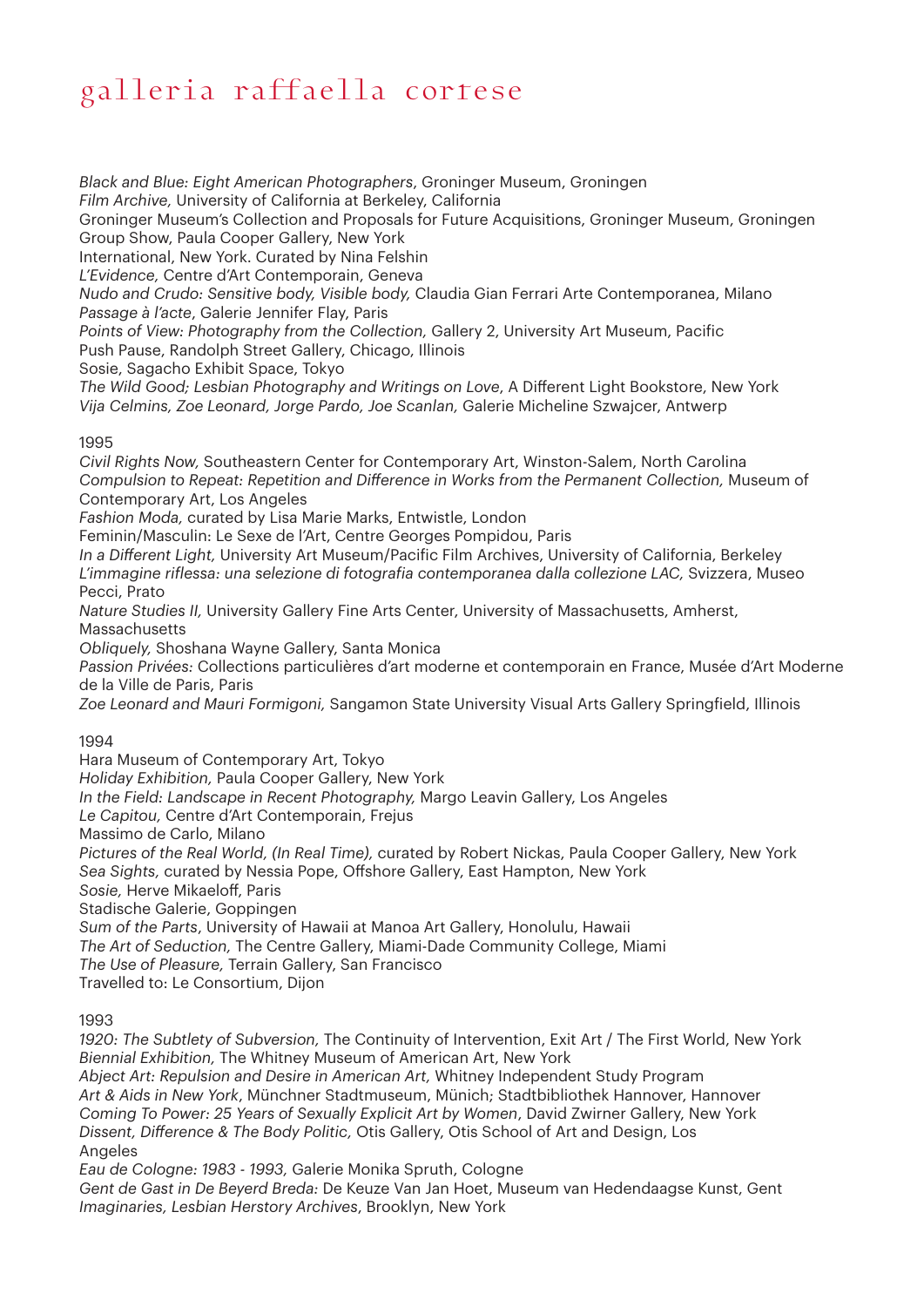*Black and Blue: Eight American Photographers*, Groninger Museum, Groningen
*Film Archive,* University of California at Berkeley, California
Groninger Museum's Collection and Proposals for Future Acquisitions, Groninger Museum, Groningen
Group Show, Paula Cooper Gallery, New York
International, New York. Curated by Nina Felshin
*L'Evidence*, Centre d'Art Contemporain, Geneva
*Nudo and Crudo: Sensitive body, Visible body,* Claudia Gian Ferrari Arte Contemporanea, Milano
*Passage à l'acte*, Galerie Jennifer Flay, Paris
*Points of View: Photography from the Collection,* Gallery 2, University Art Museum, Pacific
Push Pause, Randolph Street Gallery, Chicago, Illinois
Sosie, Sagacho Exhibit Space, Tokyo
*The Wild Good; Lesbian Photography and Writings on Love*, A Different Light Bookstore, New York
*Vija Celmins, Zoe Leonard, Jorge Pardo, Joe Scanlan,* Galerie Micheline Szwajcer, Antwerp

1995
*Civil Rights Now,* Southeastern Center for Contemporary Art, Winston-Salem, North Carolina
*Compulsion to Repeat: Repetition and Difference in Works from the Permanent Collection,* Museum of Contemporary Art, Los Angeles
*Fashion Moda,* curated by Lisa Marie Marks, Entwistle, London
Feminin/Masculin: Le Sexe de l'Art, Centre Georges Pompidou, Paris
*In a Different Light,* University Art Museum/Pacific Film Archives, University of California, Berkeley
*L'immagine riflessa: una selezione di fotografia contemporanea dalla collezione LAC,* Svizzera, Museo Pecci, Prato
*Nature Studies II,* University Gallery Fine Arts Center, University of Massachusetts, Amherst, Massachusetts
*Obliquely,* Shoshana Wayne Gallery, Santa Monica
*Passion Privées:* Collections particulières d'art moderne et contemporain en France, Musée d'Art Moderne de la Ville de Paris, Paris
*Zoe Leonard and Mauri Formigoni,* Sangamon State University Visual Arts Gallery Springfield, Illinois

1994
Hara Museum of Contemporary Art, Tokyo
*Holiday Exhibition,* Paula Cooper Gallery, New York
*In the Field: Landscape in Recent Photography,* Margo Leavin Gallery, Los Angeles
*Le Capitou,* Centre d'Art Contemporain, Frejus
Massimo de Carlo, Milano
*Pictures of the Real World, (In Real Time),* curated by Robert Nickas, Paula Cooper Gallery, New York
*Sea Sights,* curated by Nessia Pope, Offshore Gallery, East Hampton, New York
*Sosie,* Herve Mikaeloff, Paris
Stadische Galerie, Goppingen
*Sum of the Parts*, University of Hawaii at Manoa Art Gallery, Honolulu, Hawaii
*The Art of Seduction,* The Centre Gallery, Miami-Dade Community College, Miami
*The Use of Pleasure,* Terrain Gallery, San Francisco
Travelled to: Le Consortium, Dijon

1993
*1920: The Subtlety of Subversion,* The Continuity of Intervention, Exit Art / The First World, New York
*Biennial Exhibition,* The Whitney Museum of American Art, New York
*Abject Art: Repulsion and Desire in American Art,* Whitney Independent Study Program
*Art & Aids in New York*, Münchner Stadtmuseum, Münich; Stadtbibliothek Hannover, Hannover
*Coming To Power: 25 Years of Sexually Explicit Art by Women*, David Zwirner Gallery, New York
*Dissent, Difference & The Body Politic,* Otis Gallery, Otis School of Art and Design, Los Angeles
*Eau de Cologne: 1983 - 1993,* Galerie Monika Spruth, Cologne
*Gent de Gast in De Beyerd Breda:* De Keuze Van Jan Hoet, Museum van Hedendaagse Kunst, Gent
*Imaginaries, Lesbian Herstory Archives*, Brooklyn, New York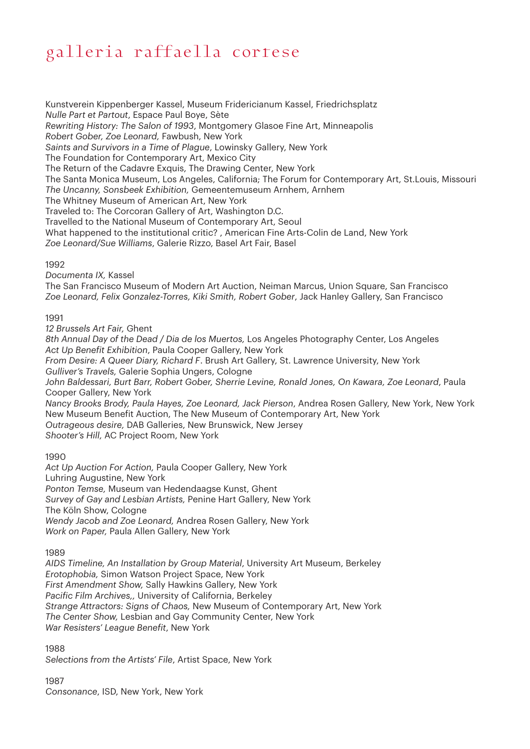Kunstverein Kippenberger Kassel, Museum Fridericianum Kassel, Friedrichsplatz
*Nulle Part et Partout*, Espace Paul Boye, Sète
*Rewriting History: The Salon of 1993*, Montgomery Glasoe Fine Art, Minneapolis
*Robert Gober, Zoe Leonard,* Fawbush, New York
*Saints and Survivors in a Time of Plague*, Lowinsky Gallery, New York
The Foundation for Contemporary Art, Mexico City
The Return of the Cadavre Exquis, The Drawing Center, New York
The Santa Monica Museum, Los Angeles, California; The Forum for Contemporary Art, St.Louis, Missouri
*The Uncanny, Sonsbeek Exhibition,* Gemeentemuseum Arnhem, Arnhem
The Whitney Museum of American Art, New York
Traveled to: The Corcoran Gallery of Art, Washington D.C.
Travelled to the National Museum of Contemporary Art, Seoul
What happened to the institutional critic? , American Fine Arts-Colin de Land, New York
*Zoe Leonard/Sue Williams*, Galerie Rizzo, Basel Art Fair, Basel

1992
*Documenta IX,* Kassel
The San Francisco Museum of Modern Art Auction, Neiman Marcus, Union Square, San Francisco
*Zoe Leonard, Felix Gonzalez-Torres, Kiki Smith, Robert Gober*, Jack Hanley Gallery, San Francisco

1991
*12 Brussels Art Fair,* Ghent
*8th Annual Day of the Dead / Dia de los Muertos,* Los Angeles Photography Center, Los Angeles
*Act Up Benefit Exhibition*, Paula Cooper Gallery, New York
*From Desire: A Queer Diary, Richard F*. Brush Art Gallery, St. Lawrence University, New York
*Gulliver's Travels,* Galerie Sophia Ungers, Cologne
*John Baldessari, Burt Barr, Robert Gober, Sherrie Levine, Ronald Jones, On Kawara, Zoe Leonard*, Paula Cooper Gallery, New York
*Nancy Brooks Brody, Paula Hayes, Zoe Leonard, Jack Pierson*, Andrea Rosen Gallery, New York, New York
New Museum Benefit Auction, The New Museum of Contemporary Art, New York
*Outrageous desire,* DAB Galleries, New Brunswick, New Jersey
*Shooter's Hill,* AC Project Room, New York

1990
*Act Up Auction For Action,* Paula Cooper Gallery, New York
Luhring Augustine, New York
*Ponton Temse,* Museum van Hedendaagse Kunst, Ghent
*Survey of Gay and Lesbian Artists,* Penine Hart Gallery, New York
The Köln Show, Cologne
*Wendy Jacob and Zoe Leonard,* Andrea Rosen Gallery, New York
*Work on Paper,* Paula Allen Gallery, New York

1989
*AIDS Timeline, An Installation by Group Material*, University Art Museum, Berkeley
*Erotophobia,* Simon Watson Project Space, New York
*First Amendment Show,* Sally Hawkins Gallery, New York
*Pacific Film Archives,,* University of California, Berkeley
*Strange Attractors: Signs of Chaos,* New Museum of Contemporary Art, New York
*The Center Show,* Lesbian and Gay Community Center, New York
*War Resisters' League Benefit*, New York

1988
*Selections from the Artists' File*, Artist Space, New York

1987
*Consonance*, ISD, New York, New York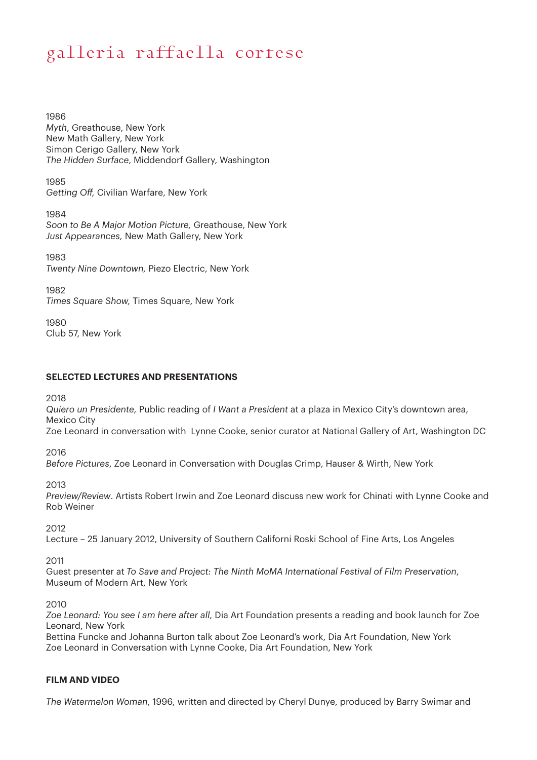1986
*Myth*, Greathouse, New York
New Math Gallery, New York
Simon Cerigo Gallery, New York
*The Hidden Surface*, Middendorf Gallery, Washington

1985
*Getting Off,* Civilian Warfare, New York

1984
*Soon to Be A Major Motion Picture,* Greathouse, New York
*Just Appearances,* New Math Gallery, New York

1983
*Twenty Nine Downtown,* Piezo Electric, New York

1982
*Times Square Show,* Times Square, New York

1980
Club 57, New York

**SELECTED LECTURES AND PRESENTATIONS**

2018
*Quiero un Presidente,* Public reading of *I Want a President* at a plaza in Mexico City's downtown area, Mexico City
Zoe Leonard in conversation with Lynne Cooke, senior curator at National Gallery of Art, Washington DC

2016
*Before Pictures*, Zoe Leonard in Conversation with Douglas Crimp, Hauser & Wirth, New York

2013
*Preview/Review*. Artists Robert Irwin and Zoe Leonard discuss new work for Chinati with Lynne Cooke and Rob Weiner

2012
Lecture – 25 January 2012, University of Southern Californi Roski School of Fine Arts, Los Angeles

2011
Guest presenter at *To Save and Project: The Ninth MoMA International Festival of Film Preservation*, Museum of Modern Art, New York

2010
*Zoe Leonard: You see I am here after all,* Dia Art Foundation presents a reading and book launch for Zoe Leonard, New York
Bettina Funcke and Johanna Burton talk about Zoe Leonard's work, Dia Art Foundation, New York
Zoe Leonard in Conversation with Lynne Cooke, Dia Art Foundation, New York

**FILM AND VIDEO**

*The Watermelon Woman*, 1996, written and directed by Cheryl Dunye, produced by Barry Swimar and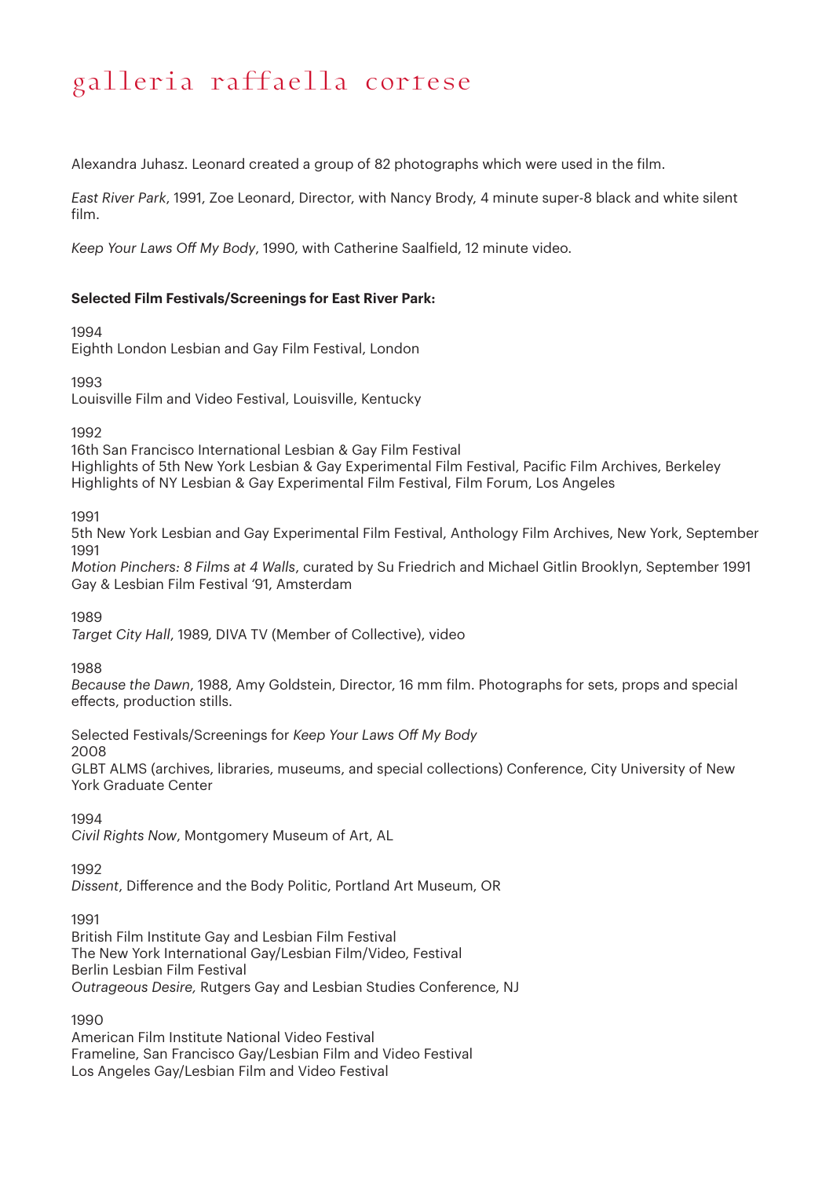Alexandra Juhasz. Leonard created a group of 82 photographs which were used in the film.

*East River Park*, 1991, Zoe Leonard, Director, with Nancy Brody, 4 minute super-8 black and white silent film.

*Keep Your Laws Off My Body*, 1990, with Catherine Saalfield, 12 minute video.

**Selected Film Festivals/Screenings for East River Park:**

1994
Eighth London Lesbian and Gay Film Festival, London

1993
Louisville Film and Video Festival, Louisville, Kentucky

1992
16th San Francisco International Lesbian & Gay Film Festival
Highlights of 5th New York Lesbian & Gay Experimental Film Festival, Pacific Film Archives, Berkeley
Highlights of NY Lesbian & Gay Experimental Film Festival, Film Forum, Los Angeles

1991
5th New York Lesbian and Gay Experimental Film Festival, Anthology Film Archives, New York, September 1991
*Motion Pinchers: 8 Films at 4 Walls*, curated by Su Friedrich and Michael Gitlin Brooklyn, September 1991
Gay & Lesbian Film Festival '91, Amsterdam

1989
*Target City Hall*, 1989, DIVA TV (Member of Collective), video

1988
*Because the Dawn*, 1988, Amy Goldstein, Director, 16 mm film. Photographs for sets, props and special effects, production stills.

Selected Festivals/Screenings for *Keep Your Laws Off My Body*
2008
GLBT ALMS (archives, libraries, museums, and special collections) Conference, City University of New York Graduate Center

1994
*Civil Rights Now*, Montgomery Museum of Art, AL

1992
*Dissent*, Difference and the Body Politic, Portland Art Museum, OR

1991
British Film Institute Gay and Lesbian Film Festival
The New York International Gay/Lesbian Film/Video, Festival
Berlin Lesbian Film Festival
*Outrageous Desire*, Rutgers Gay and Lesbian Studies Conference, NJ

1990
American Film Institute National Video Festival
Frameline, San Francisco Gay/Lesbian Film and Video Festival
Los Angeles Gay/Lesbian Film and Video Festival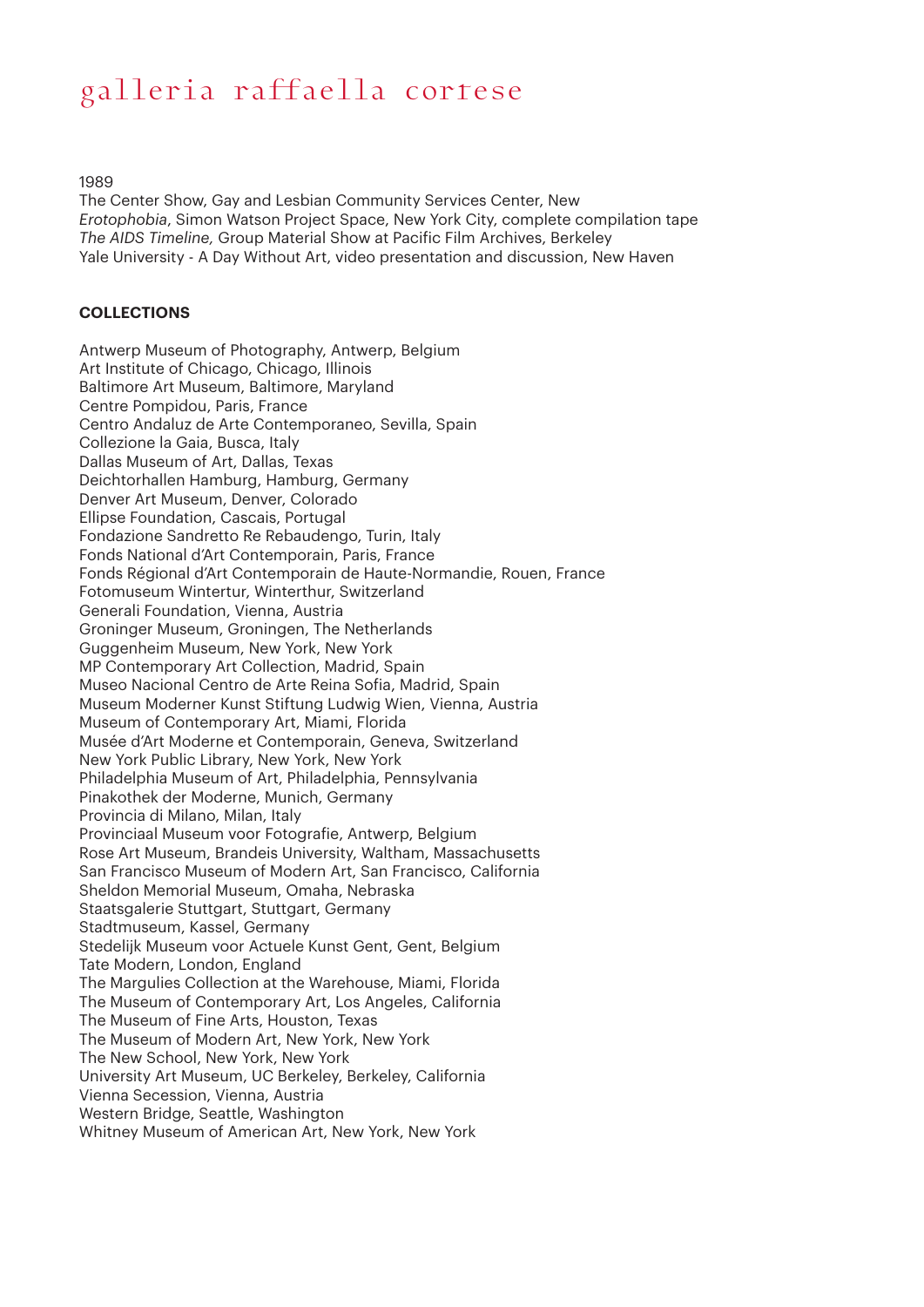1989
The Center Show, Gay and Lesbian Community Services Center, New
*Erotophobia*, Simon Watson Project Space, New York City, complete compilation tape
*The AIDS Timeline*, Group Material Show at Pacific Film Archives, Berkeley
Yale University - A Day Without Art, video presentation and discussion, New Haven

**COLLECTIONS**

Antwerp Museum of Photography, Antwerp, Belgium
Art Institute of Chicago, Chicago, Illinois
Baltimore Art Museum, Baltimore, Maryland
Centre Pompidou, Paris, France
Centro Andaluz de Arte Contemporaneo, Sevilla, Spain
Collezione la Gaia, Busca, Italy
Dallas Museum of Art, Dallas, Texas
Deichtorhallen Hamburg, Hamburg, Germany
Denver Art Museum, Denver, Colorado
Ellipse Foundation, Cascais, Portugal
Fondazione Sandretto Re Rebaudengo, Turin, Italy
Fonds National d'Art Contemporain, Paris, France
Fonds Régional d'Art Contemporain de Haute-Normandie, Rouen, France
Fotomuseum Winterthur, Winterthur, Switzerland
Generali Foundation, Vienna, Austria
Groninger Museum, Groningen, The Netherlands
Guggenheim Museum, New York, New York
MP Contemporary Art Collection, Madrid, Spain
Museo Nacional Centro de Arte Reina Sofia, Madrid, Spain
Museum Moderner Kunst Stiftung Ludwig Wien, Vienna, Austria
Museum of Contemporary Art, Miami, Florida
Musée d'Art Moderne et Contemporain, Geneva, Switzerland
New York Public Library, New York, New York
Philadelphia Museum of Art, Philadelphia, Pennsylvania
Pinakothek der Moderne, Munich, Germany
Provincia di Milano, Milan, Italy
Provinciaal Museum voor Fotografie, Antwerp, Belgium
Rose Art Museum, Brandeis University, Waltham, Massachusetts
San Francisco Museum of Modern Art, San Francisco, California
Sheldon Memorial Museum, Omaha, Nebraska
Staatsgalerie Stuttgart, Stuttgart, Germany
Stadtmuseum, Kassel, Germany
Stedelijk Museum voor Actuele Kunst Gent, Gent, Belgium
Tate Modern, London, England
The Margulies Collection at the Warehouse, Miami, Florida
The Museum of Contemporary Art, Los Angeles, California
The Museum of Fine Arts, Houston, Texas
The Museum of Modern Art, New York, New York
The New School, New York, New York
University Art Museum, UC Berkeley, Berkeley, California
Vienna Secession, Vienna, Austria
Western Bridge, Seattle, Washington
Whitney Museum of American Art, New York, New York